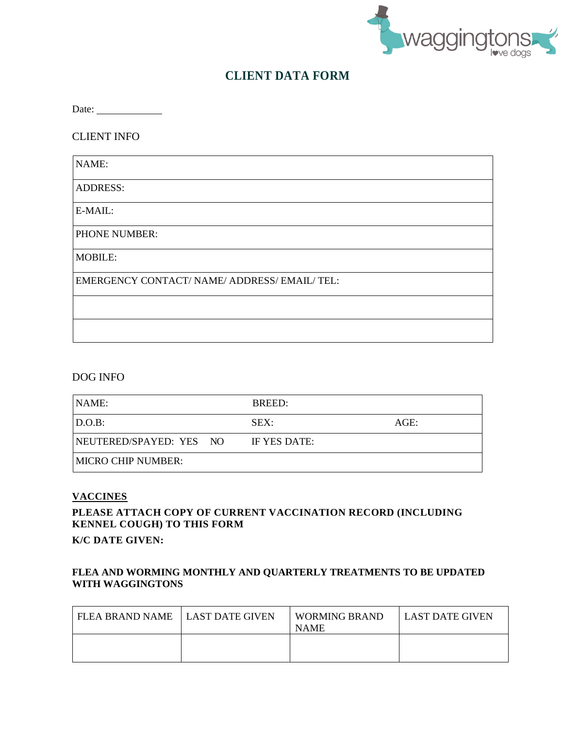# CLIENT DATA FORM

Date: ____________

CLIENT INFO

| NAME: |
|---|
| ADDRESS: |
| E-MAIL: |
| PHONE NUMBER: |
| MOBILE: |
| EMERGENCY CONTACT/ NAME/ ADDRESS/ EMAIL/ TEL: |
| |
| |

DOG INFO

| NAME: | BREED: | |
|---|---|---|
| D.O.B: | SEX: | AGE: |
| NEUTERED/SPAYED: YES NO | IF YES DATE: | |
| MICRO CHIP NUMBER: | | |

**VACCINES**

**PLEASE ATTACH COPY OF CURRENT VACCINATION RECORD (INCLUDING KENNEL COUGH) TO THIS FORM**

**K/C DATE GIVEN:**

**FLEA AND WORMING MONTHLY AND QUARTERLY TREATMENTS TO BE UPDATED WITH WAGGINGTONS**

| FLEA BRAND NAME | LAST DATE GIVEN | WORMING BRAND NAME | LAST DATE GIVEN |
|---|---|---|---|
| | | | |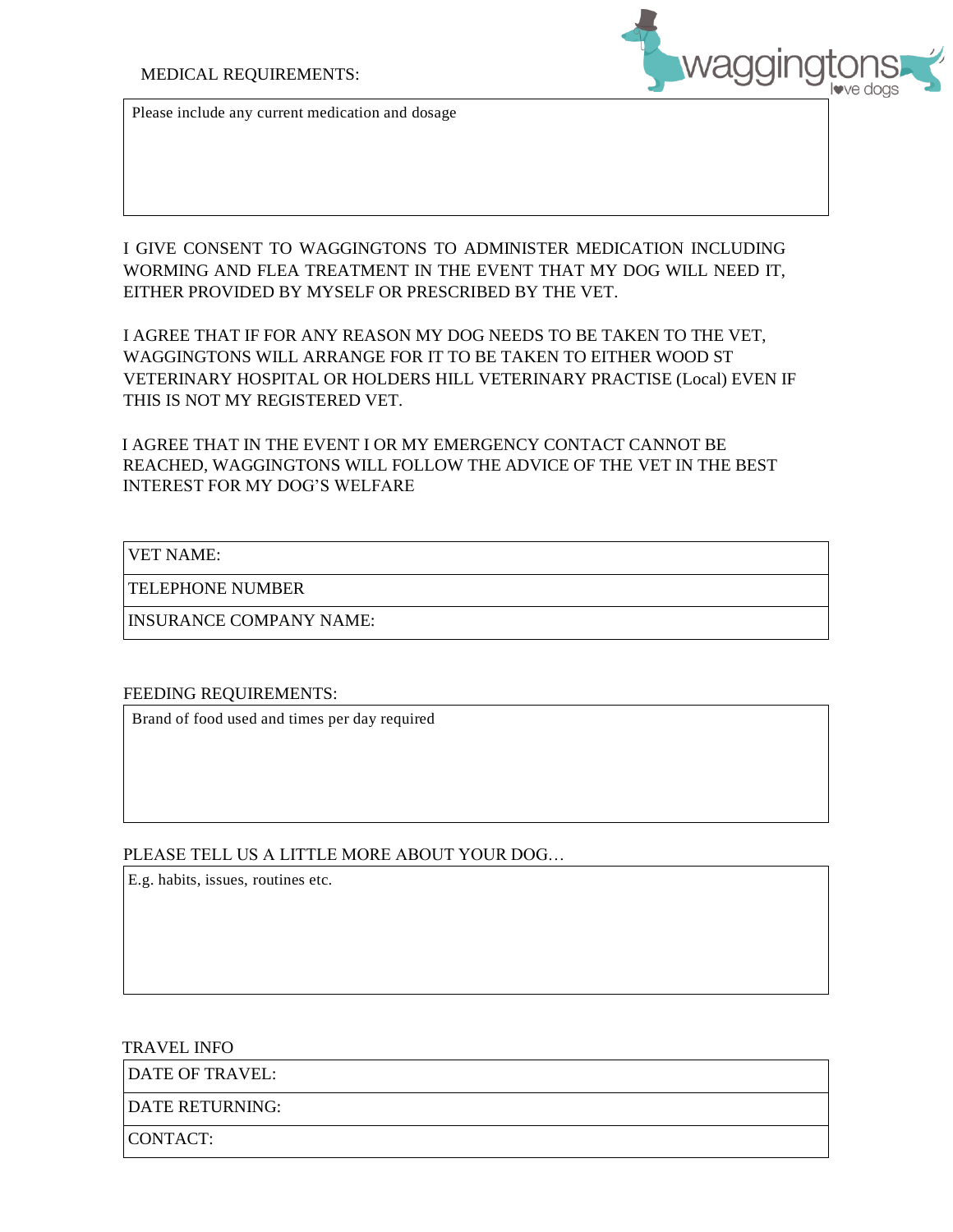MEDICAL REQUIREMENTS:

| Please include any current medication and dosage |
| --- |

I GIVE CONSENT TO WAGGINGTONS TO ADMINISTER MEDICATION INCLUDING WORMING AND FLEA TREATMENT IN THE EVENT THAT MY DOG WILL NEED IT, EITHER PROVIDED BY MYSELF OR PRESCRIBED BY THE VET.

I AGREE THAT IF FOR ANY REASON MY DOG NEEDS TO BE TAKEN TO THE VET, WAGGINGTONS WILL ARRANGE FOR IT TO BE TAKEN TO EITHER WOOD ST VETERINARY HOSPITAL OR HOLDERS HILL VETERINARY PRACTISE (Local) EVEN IF THIS IS NOT MY REGISTERED VET.

I AGREE THAT IN THE EVENT I OR MY EMERGENCY CONTACT CANNOT BE REACHED, WAGGINGTONS WILL FOLLOW THE ADVICE OF THE VET IN THE BEST INTEREST FOR MY DOG'S WELFARE

| VET NAME: |
| --- |
| TELEPHONE NUMBER |
| INSURANCE COMPANY NAME: |

FEEDING REQUIREMENTS:

| Brand of food used and times per day required |
| --- |

PLEASE TELL US A LITTLE MORE ABOUT YOUR DOG…

| E.g. habits, issues, routines etc. |
| --- |

TRAVEL INFO

| DATE OF TRAVEL: |
| --- |
| DATE RETURNING: |
| CONTACT: |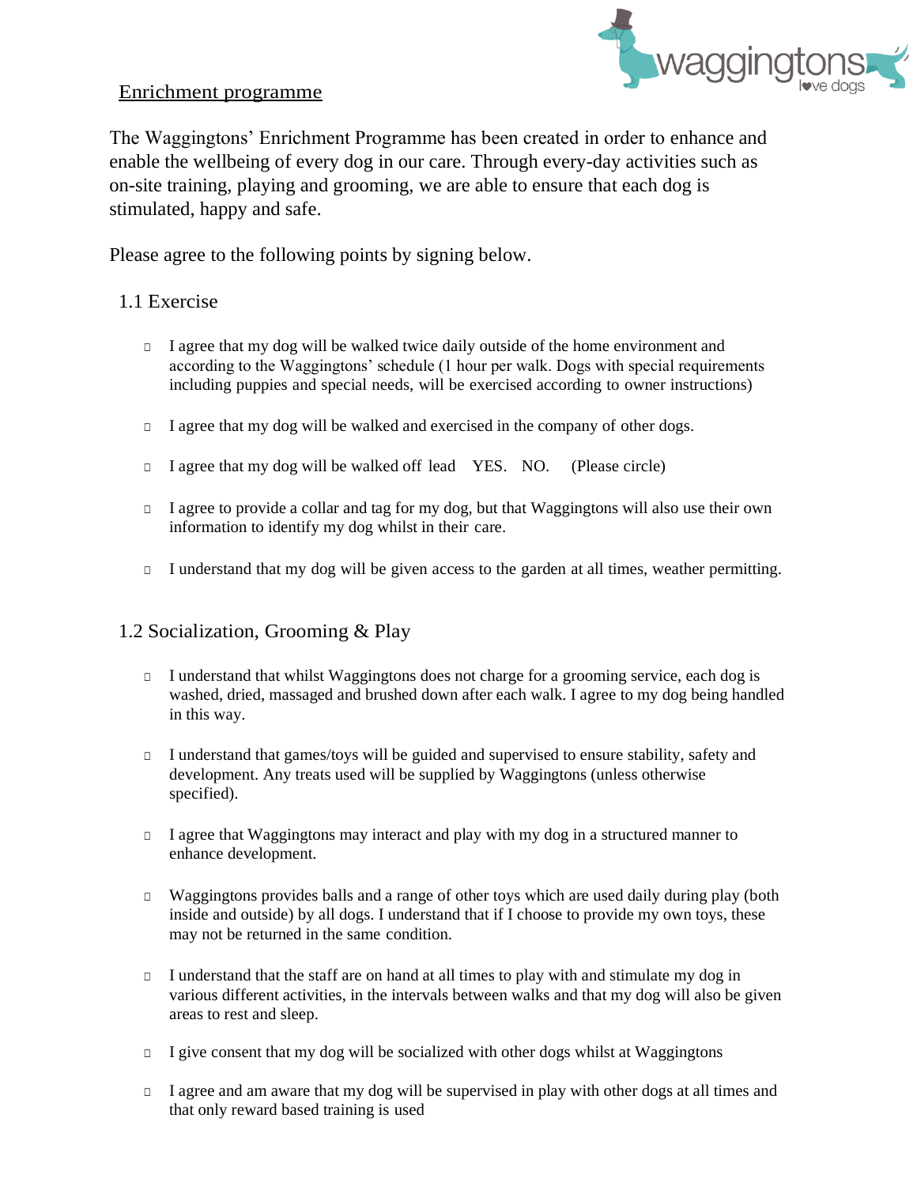## Enrichment programme

The Waggingtons' Enrichment Programme has been created in order to enhance and enable the wellbeing of every dog in our care. Through every-day activities such as on-site training, playing and grooming, we are able to ensure that each dog is stimulated, happy and safe.

Please agree to the following points by signing below.

### 1.1 Exercise

- ☐ I agree that my dog will be walked twice daily outside of the home environment and according to the Waggingtons' schedule (1 hour per walk. Dogs with special requirements including puppies and special needs, will be exercised according to owner instructions)
- ☐ I agree that my dog will be walked and exercised in the company of other dogs.
- ☐ I agree that my dog will be walked off lead YES. NO. (Please circle)
- ☐ I agree to provide a collar and tag for my dog, but that Waggingtons will also use their own information to identify my dog whilst in their care.
- ☐ I understand that my dog will be given access to the garden at all times, weather permitting.

### 1.2 Socialization, Grooming & Play

- ☐ I understand that whilst Waggingtons does not charge for a grooming service, each dog is washed, dried, massaged and brushed down after each walk. I agree to my dog being handled in this way.
- ☐ I understand that games/toys will be guided and supervised to ensure stability, safety and development. Any treats used will be supplied by Waggingtons (unless otherwise specified).
- ☐ I agree that Waggingtons may interact and play with my dog in a structured manner to enhance development.
- ☐ Waggingtons provides balls and a range of other toys which are used daily during play (both inside and outside) by all dogs. I understand that if I choose to provide my own toys, these may not be returned in the same condition.
- ☐ I understand that the staff are on hand at all times to play with and stimulate my dog in various different activities, in the intervals between walks and that my dog will also be given areas to rest and sleep.
- ☐ I give consent that my dog will be socialized with other dogs whilst at Waggingtons
- ☐ I agree and am aware that my dog will be supervised in play with other dogs at all times and that only reward based training is used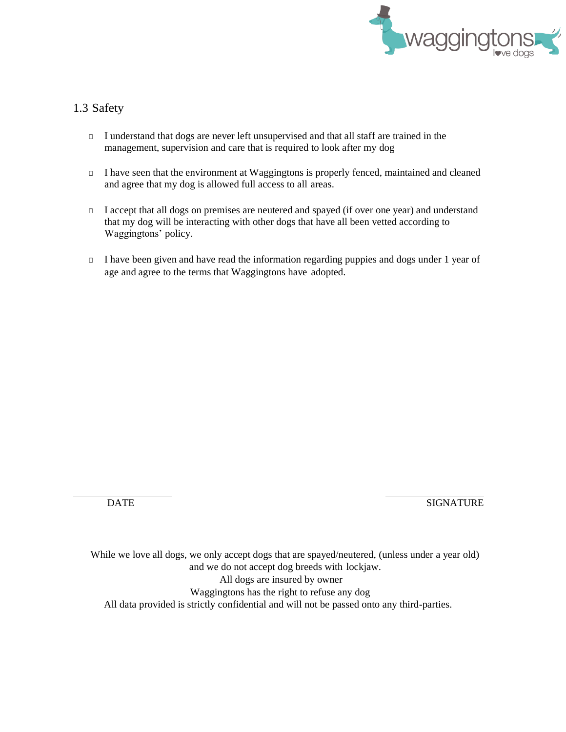## 1.3 Safety

- I understand that dogs are never left unsupervised and that all staff are trained in the management, supervision and care that is required to look after my dog

- I have seen that the environment at Waggingtons is properly fenced, maintained and cleaned and agree that my dog is allowed full access to all areas.

- I accept that all dogs on premises are neutered and spayed (if over one year) and understand that my dog will be interacting with other dogs that have all been vetted according to Waggingtons' policy.

- I have been given and have read the information regarding puppies and dogs under 1 year of age and agree to the terms that Waggingtons have adopted.

DATE

SIGNATURE

While we love all dogs, we only accept dogs that are spayed/neutered, (unless under a year old) and we do not accept dog breeds with lockjaw.

All dogs are insured by owner

Waggingtons has the right to refuse any dog

All data provided is strictly confidential and will not be passed onto any third-parties.